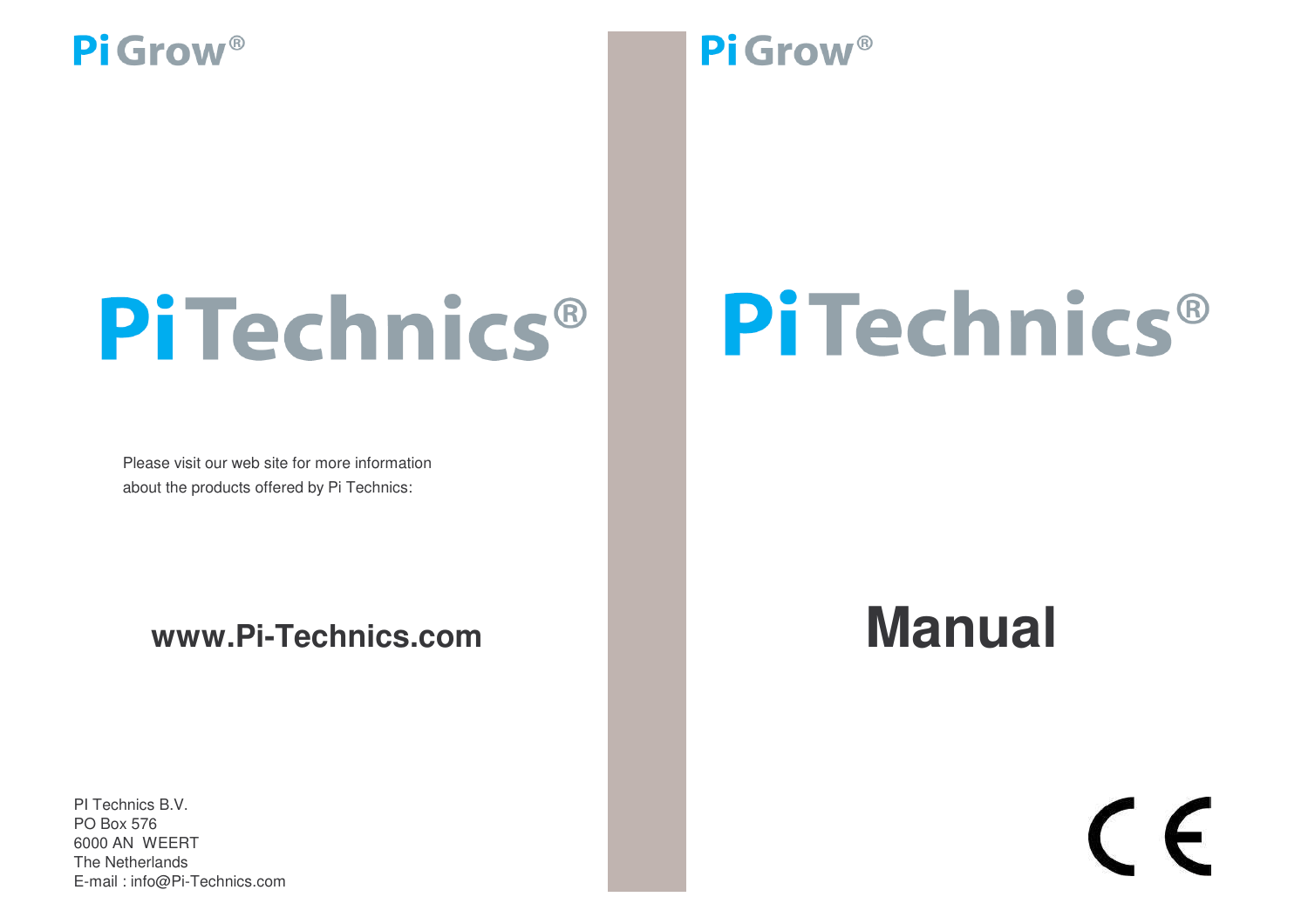PiGrow®

# PiTechnics®

Please visit our web site for more information
about the products offered by Pi Technics:

**www.Pi-Technics.com**

PI Technics B.V.
PO Box 576
6000 AN WEERT
The Netherlands
E-mail : info@Pi-Technics.com

PiGrow®

# PiTechnics®

# Manual

CE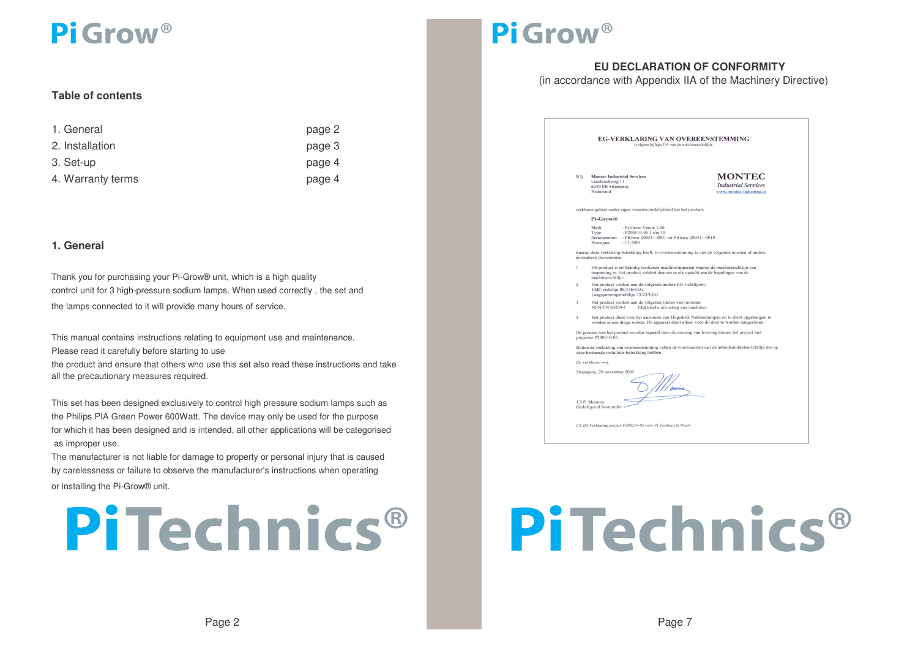# Pi Grow®

**Table of contents**

| | |
|---|---|
| 1. General | page 2 |
| 2. Installation | page 3 |
| 3. Set-up | page 4 |
| 4. Warranty terms | page 4 |

## 1. General

Thank you for purchasing your Pi-Grow® unit, which is a high quality control unit for 3 high-pressure sodium lamps. When used correctly , the set and the lamps connected to it will provide many hours of service.

This manual contains instructions relating to equipment use and maintenance. Please read it carefully before starting to use the product and ensure that others who use this set also read these instructions and take all the precautionary measures required.

This set has been designed exclusively to control high pressure sodium lamps such as the Philips PIA Green Power 600Watt. The device may only be used for the purpose for which it has been designed and is intended, all other applications will be categorised as improper use.

The manufacturer is not liable for damage to property or personal injury that is caused by carelessness or failure to observe the manufacturer's instructions when operating or installing the Pi-Grow® unit.

PiTechnics®

# Pi Grow®

**EU DECLARATION OF CONFORMITY**

(in accordance with Appendix IIA of the Machinery Directive)

**EG-VERKLARING VAN OVEREENSTEMMING**

(volgens bijlage IIA van de machinerichtlijn).

Wij **Montec Industrial Services**
Lambroekweg 11
6039 ER Stramproy
Nederland

**MONTEC**
*Industrial Services*
www.montec-industrial.nl

verklaren geheel onder eigen verantwoordelijkheid dat het product:

**Pi-Grow®**

| | |
|---|---|
| Merk | : Pi-Grow Versie 1.00 |
| Type | : P200510-05 1 t/m 10 |
| Serienummer | : PiGrow 200511-0001 tot PiGrow 200511-0010 |
| Bouwjaar | : 11-2005 |

waarop deze verklaring betrekking heeft, in overeenstemming is met de volgende normen of andere normatieve documenten:

1. Dit product is zelfstandig werkende machine/apparaat waarop de machinerichtlijn van toepassing is. Het product voldoet daarom in elk opzicht aan de bepalingen van de machinerichtlijn.
2. Het product voldoet aan de volgende andere EG-richtlijnen:
   EMC-richtlijn 89/336/EEG
   Laagspanningsrichtlijn 73/23/EEG
3. Het product voldoet aan de volgende (delen van) normen:
   NEN-EN 60204-1 Elektrische uitrusting van machines.
4. Het product dient voor het aansturen van Hogedruk Natriumlampen en in dient opgehangen te worden in een droge ruimte. Dit apparaat dient alleen voor dit doel te worden aangesloten.

De grenzen van het product worden bepaald door de omvang van levering binnen het project met projectnr P200510-05.

Buiten de verklaring van overeenstemming vallen de voorwaarden van de arbeidsmiddelenrichtlijn die op deze bestaande installatie betrekking hebben

*Zo verklaren wij,*

Stramproy, 29 november 2005

J.S.P. Moonen
Gedelegeerd bestuurder

*CE IIA Verklaring project P200510-05 voor Pi-Technics te Weert*

PiTechnics®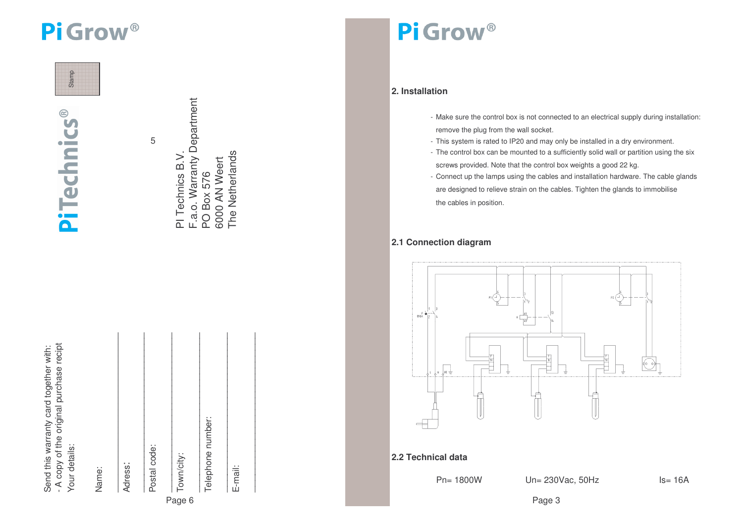# Pi Grow®

Pi Technics®

Stamp

Send this warranty card together with:
- A copy of the original purchase recipt

Your details:

Name:

Adress:

Postal code:

Town/city:

Telephone number:

E-mail:

5

PI Technics B.V.
F.a.o. Warranty Department
PO Box 576
6000 AN Weert
The Netherlands

# Pi Grow®

## 2. Installation

- Make sure the control box is not connected to an electrical supply during installation: remove the plug from the wall socket.
- This system is rated to IP20 and may only be installed in a dry environment.
- The control box can be mounted to a sufficiently solid wall or partition using the six screws provided. Note that the control box weights a good 22 kg.
- Connect up the lamps using the cables and installation hardware. The cable glands are designed to relieve strain on the cables. Tighten the glands to immobilise the cables in position.

## 2.1 Connection diagram

## 2.2 Technical data

Pn= 1800W    Un= 230Vac, 50Hz    Is= 16A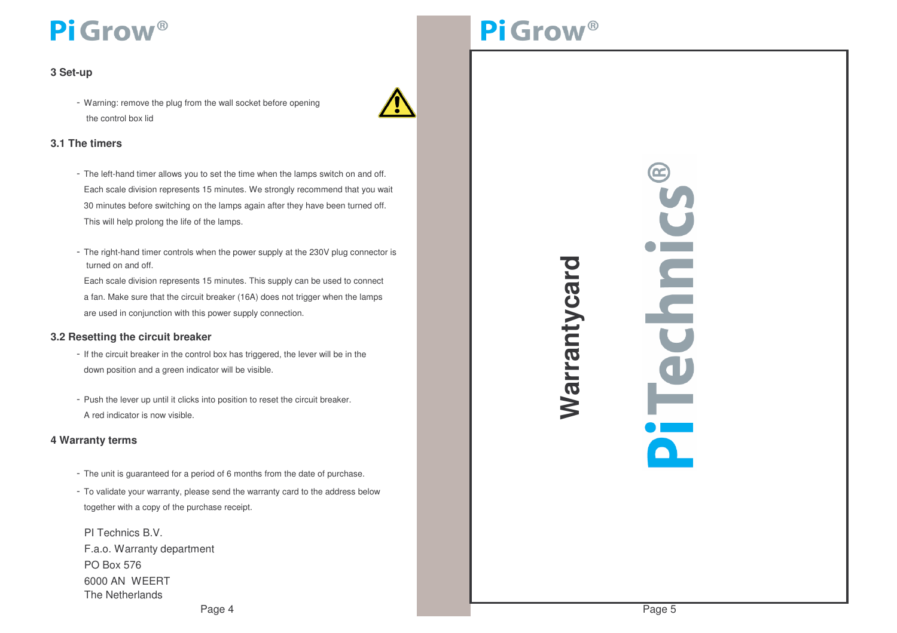## 3 Set-up

- Warning: remove the plug from the wall socket before opening the control box lid

### 3.1 The timers

- The left-hand timer allows you to set the time when the lamps switch on and off. Each scale division represents 15 minutes. We strongly recommend that you wait 30 minutes before switching on the lamps again after they have been turned off. This will help prolong the life of the lamps.

- The right-hand timer controls when the power supply at the 230V plug connector is turned on and off.
  Each scale division represents 15 minutes. This supply can be used to connect a fan. Make sure that the circuit breaker (16A) does not trigger when the lamps are used in conjunction with this power supply connection.

### 3.2 Resetting the circuit breaker

- If the circuit breaker in the control box has triggered, the lever will be in the down position and a green indicator will be visible.

- Push the lever up until it clicks into position to reset the circuit breaker. A red indicator is now visible.

## 4 Warranty terms

- The unit is guaranteed for a period of 6 months from the date of purchase.
- To validate your warranty, please send the warranty card to the address below together with a copy of the purchase receipt.

PI Technics B.V.
F.a.o. Warranty department
PO Box 576
6000 AN WEERT
The Netherlands

PiGrow®

**Warrantycard**

**PiTechnics®**